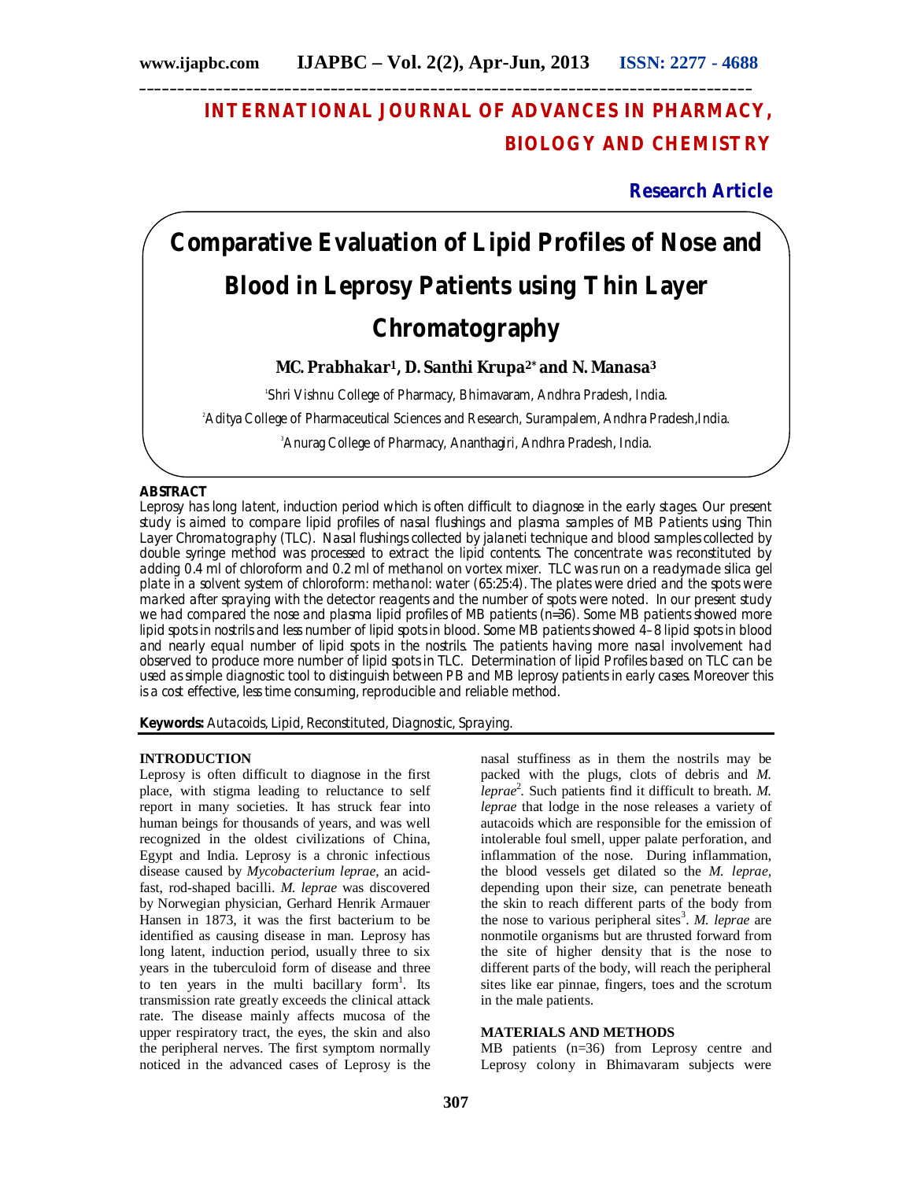# INTERNATIONAL JOURNAL OF ADVANCES IN PHARMACY, BIOLOGY AND CHEMISTRY

**Research Article**

# Comparative Evaluation of Lipid Profiles of Nose and Blood in Leprosy Patients using Thin Layer Chromatography

**MC. Prabhakar[1], D. Santhi Krupa[2*] and N. Manasa[3]**

[1]Shri Vishnu College of Pharmacy, Bhimavaram, Andhra Pradesh, India.

[2]Aditya College of Pharmaceutical Sciences and Research, Surampalem, Andhra Pradesh,India.

[3]Anurag College of Pharmacy, Ananthagiri, Andhra Pradesh, India.

## ABSTRACT

Leprosy has long latent, induction period which is often difficult to diagnose in the early stages. Our present study is aimed to compare lipid profiles of nasal flushings and plasma samples of MB Patients using Thin Layer Chromatography (TLC). Nasal flushings collected by jalaneti technique and blood samples collected by double syringe method was processed to extract the lipid contents. The concentrate was reconstituted by adding 0.4 ml of chloroform and 0.2 ml of methanol on vortex mixer. TLC was run on a readymade silica gel plate in a solvent system of chloroform: methanol: water (65:25:4). The plates were dried and the spots were marked after spraying with the detector reagents and the number of spots were noted. In our present study we had compared the nose and plasma lipid profiles of MB patients (n=36). Some MB patients showed more lipid spots in nostrils and less number of lipid spots in blood. Some MB patients showed 4–8 lipid spots in blood and nearly equal number of lipid spots in the nostrils. The patients having more nasal involvement had observed to produce more number of lipid spots in TLC. Determination of lipid Profiles based on TLC can be used as simple diagnostic tool to distinguish between PB and MB leprosy patients in early cases. Moreover this is a cost effective, less time consuming, reproducible and reliable method.

**Keywords:** Autacoids, Lipid, Reconstituted, Diagnostic, Spraying.

## INTRODUCTION

Leprosy is often difficult to diagnose in the first place, with stigma leading to reluctance to self report in many societies. It has struck fear into human beings for thousands of years, and was well recognized in the oldest civilizations of China, Egypt and India. Leprosy is a chronic infectious disease caused by *Mycobacterium leprae,* an acid-fast, rod-shaped bacilli. *M. leprae* was discovered by Norwegian physician, Gerhard Henrik Armauer Hansen in 1873, it was the first bacterium to be identified as causing disease in man. Leprosy has long latent, induction period, usually three to six years in the tuberculoid form of disease and three to ten years in the multi bacillary form[1]. Its transmission rate greatly exceeds the clinical attack rate. The disease mainly affects mucosa of the upper respiratory tract, the eyes, the skin and also the peripheral nerves. The first symptom normally noticed in the advanced cases of Leprosy is the nasal stuffiness as in them the nostrils may be packed with the plugs, clots of debris and *M. leprae*[2]. Such patients find it difficult to breath. *M. leprae* that lodge in the nose releases a variety of autacoids which are responsible for the emission of intolerable foul smell, upper palate perforation, and inflammation of the nose. During inflammation, the blood vessels get dilated so the *M. leprae,* depending upon their size, can penetrate beneath the skin to reach different parts of the body from the nose to various peripheral sites[3]. *M. leprae* are nonmotile organisms but are thrusted forward from the site of higher density that is the nose to different parts of the body, will reach the peripheral sites like ear pinnae, fingers, toes and the scrotum in the male patients.

## MATERIALS AND METHODS

MB patients (n=36) from Leprosy centre and Leprosy colony in Bhimavaram subjects were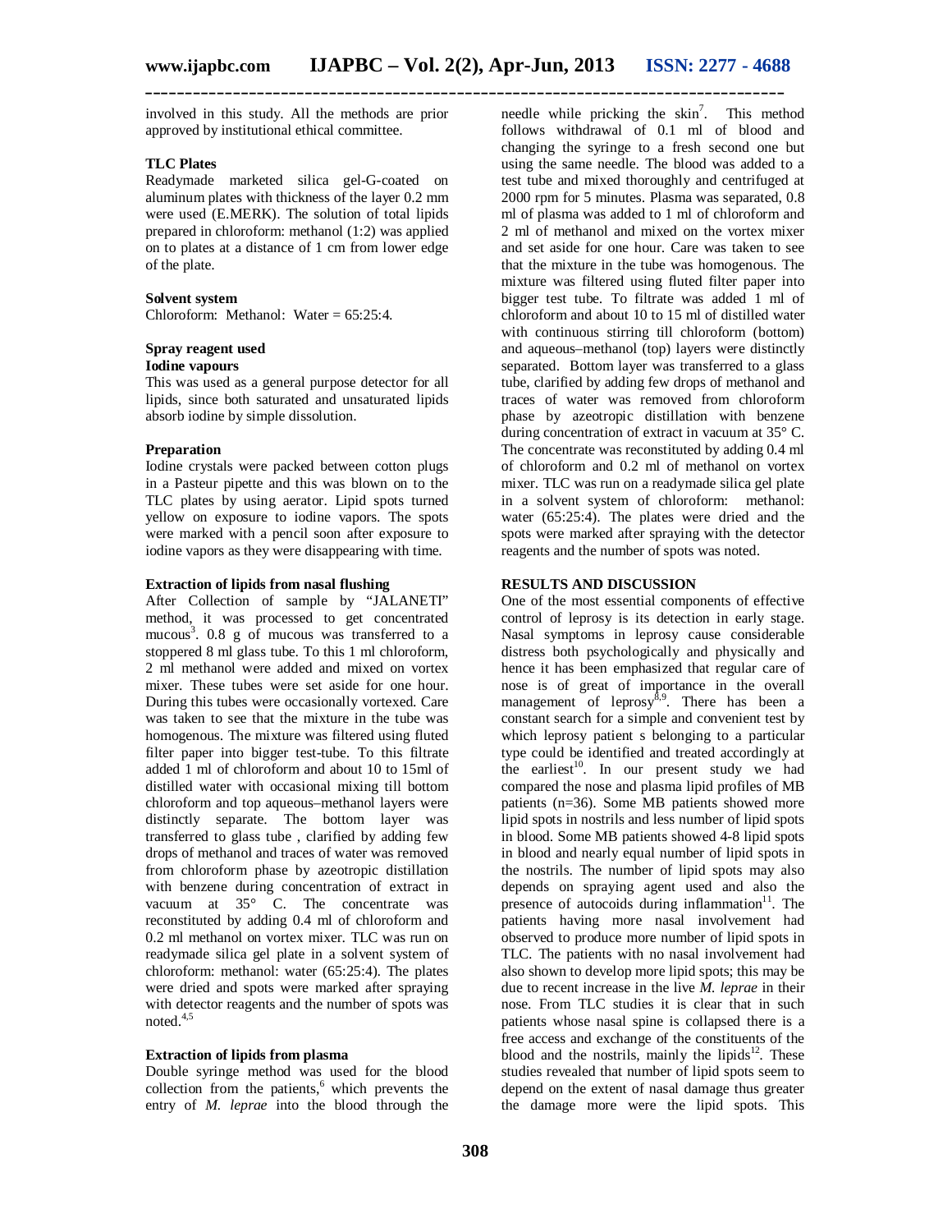involved in this study. All the methods are prior approved by institutional ethical committee.

### TLC Plates

Readymade marketed silica gel-G-coated on aluminum plates with thickness of the layer 0.2 mm were used (E.MERK). The solution of total lipids prepared in chloroform: methanol (1:2) was applied on to plates at a distance of 1 cm from lower edge of the plate.

### Solvent system

Chloroform: Methanol: Water = 65:25:4.

### Spray reagent used

#### Iodine vapours

This was used as a general purpose detector for all lipids, since both saturated and unsaturated lipids absorb iodine by simple dissolution.

### Preparation

Iodine crystals were packed between cotton plugs in a Pasteur pipette and this was blown on to the TLC plates by using aerator. Lipid spots turned yellow on exposure to iodine vapors. The spots were marked with a pencil soon after exposure to iodine vapors as they were disappearing with time.

### Extraction of lipids from nasal flushing

After Collection of sample by "JALANETI" method, it was processed to get concentrated mucous[3]. 0.8 g of mucous was transferred to a stoppered 8 ml glass tube. To this 1 ml chloroform, 2 ml methanol were added and mixed on vortex mixer. These tubes were set aside for one hour. During this tubes were occasionally vortexed. Care was taken to see that the mixture in the tube was homogenous. The mixture was filtered using fluted filter paper into bigger test-tube. To this filtrate added 1 ml of chloroform and about 10 to 15ml of distilled water with occasional mixing till bottom chloroform and top aqueous–methanol layers were distinctly separate. The bottom layer was transferred to glass tube , clarified by adding few drops of methanol and traces of water was removed from chloroform phase by azeotropic distillation with benzene during concentration of extract in vacuum at 35° C. The concentrate was reconstituted by adding 0.4 ml of chloroform and 0.2 ml methanol on vortex mixer. TLC was run on readymade silica gel plate in a solvent system of chloroform: methanol: water (65:25:4). The plates were dried and spots were marked after spraying with detector reagents and the number of spots was noted.[4,5]

### Extraction of lipids from plasma

Double syringe method was used for the blood collection from the patients,[6] which prevents the entry of *M. leprae* into the blood through the needle while pricking the skin[7]. This method follows withdrawal of 0.1 ml of blood and changing the syringe to a fresh second one but using the same needle. The blood was added to a test tube and mixed thoroughly and centrifuged at 2000 rpm for 5 minutes. Plasma was separated, 0.8 ml of plasma was added to 1 ml of chloroform and 2 ml of methanol and mixed on the vortex mixer and set aside for one hour. Care was taken to see that the mixture in the tube was homogenous. The mixture was filtered using fluted filter paper into bigger test tube. To filtrate was added 1 ml of chloroform and about 10 to 15 ml of distilled water with continuous stirring till chloroform (bottom) and aqueous–methanol (top) layers were distinctly separated. Bottom layer was transferred to a glass tube, clarified by adding few drops of methanol and traces of water was removed from chloroform phase by azeotropic distillation with benzene during concentration of extract in vacuum at 35° C. The concentrate was reconstituted by adding 0.4 ml of chloroform and 0.2 ml of methanol on vortex mixer. TLC was run on a readymade silica gel plate in a solvent system of chloroform: methanol: water (65:25:4). The plates were dried and the spots were marked after spraying with the detector reagents and the number of spots was noted.

## RESULTS AND DISCUSSION

One of the most essential components of effective control of leprosy is its detection in early stage. Nasal symptoms in leprosy cause considerable distress both psychologically and physically and hence it has been emphasized that regular care of nose is of great of importance in the overall management of leprosy[8,9]. There has been a constant search for a simple and convenient test by which leprosy patient s belonging to a particular type could be identified and treated accordingly at the earliest[10]. In our present study we had compared the nose and plasma lipid profiles of MB patients (n=36). Some MB patients showed more lipid spots in nostrils and less number of lipid spots in blood. Some MB patients showed 4-8 lipid spots in blood and nearly equal number of lipid spots in the nostrils. The number of lipid spots may also depends on spraying agent used and also the presence of autocoids during inflammation[11]. The patients having more nasal involvement had observed to produce more number of lipid spots in TLC. The patients with no nasal involvement had also shown to develop more lipid spots; this may be due to recent increase in the live *M. leprae* in their nose. From TLC studies it is clear that in such patients whose nasal spine is collapsed there is a free access and exchange of the constituents of the blood and the nostrils, mainly the lipids[12]. These studies revealed that number of lipid spots seem to depend on the extent of nasal damage thus greater the damage more were the lipid spots. This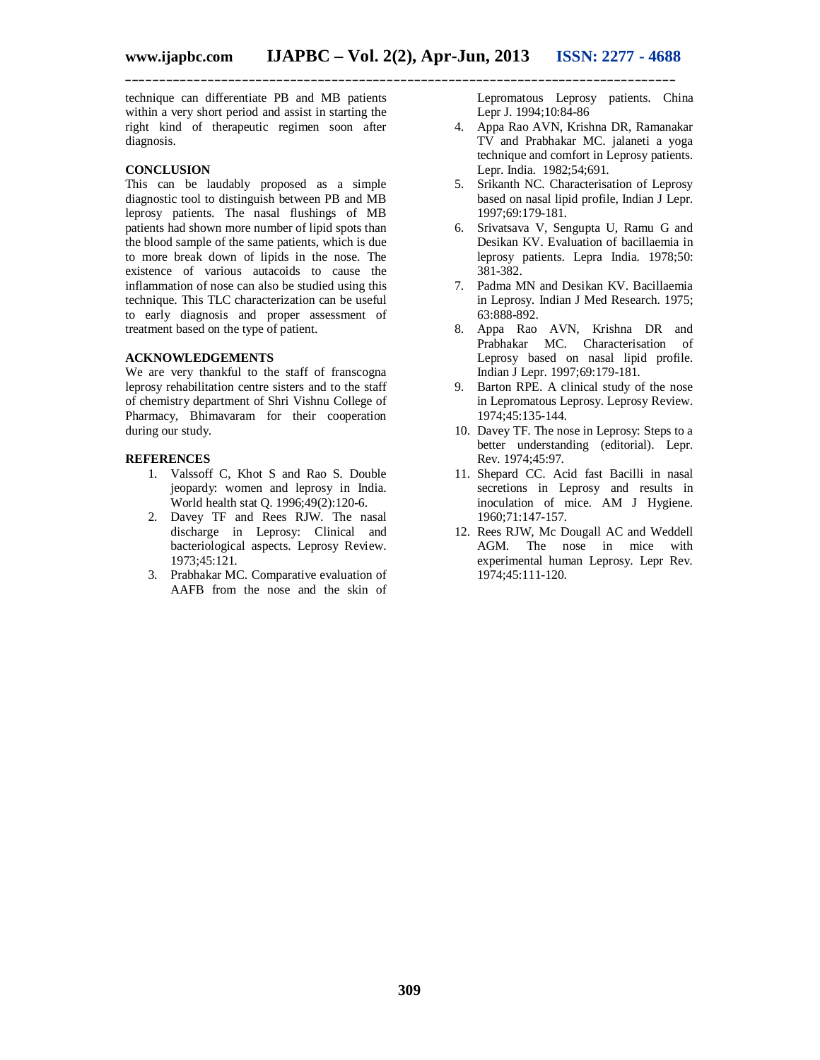technique can differentiate PB and MB patients within a very short period and assist in starting the right kind of therapeutic regimen soon after diagnosis.

## CONCLUSION

This can be laudably proposed as a simple diagnostic tool to distinguish between PB and MB leprosy patients. The nasal flushings of MB patients had shown more number of lipid spots than the blood sample of the same patients, which is due to more break down of lipids in the nose. The existence of various autacoids to cause the inflammation of nose can also be studied using this technique. This TLC characterization can be useful to early diagnosis and proper assessment of treatment based on the type of patient.

## ACKNOWLEDGEMENTS

We are very thankful to the staff of franscogna leprosy rehabilitation centre sisters and to the staff of chemistry department of Shri Vishnu College of Pharmacy, Bhimavaram for their cooperation during our study.

## REFERENCES

1. Valssoff C, Khot S and Rao S. Double jeopardy: women and leprosy in India. World health stat Q. 1996;49(2):120-6.
2. Davey TF and Rees RJW. The nasal discharge in Leprosy: Clinical and bacteriological aspects. Leprosy Review. 1973;45:121.
3. Prabhakar MC. Comparative evaluation of AAFB from the nose and the skin of Lepromatous Leprosy patients. China Lepr J. 1994;10:84-86
4. Appa Rao AVN, Krishna DR, Ramanakar TV and Prabhakar MC. jalaneti a yoga technique and comfort in Leprosy patients. Lepr. India. 1982;54;691.
5. Srikanth NC. Characterisation of Leprosy based on nasal lipid profile, Indian J Lepr. 1997;69:179-181.
6. Srivatsava V, Sengupta U, Ramu G and Desikan KV. Evaluation of bacillaemia in leprosy patients. Lepra India. 1978;50: 381-382.
7. Padma MN and Desikan KV. Bacillaemia in Leprosy. Indian J Med Research. 1975; 63:888-892.
8. Appa Rao AVN, Krishna DR and Prabhakar MC. Characterisation of Leprosy based on nasal lipid profile. Indian J Lepr. 1997;69:179-181.
9. Barton RPE. A clinical study of the nose in Lepromatous Leprosy. Leprosy Review. 1974;45:135-144.
10. Davey TF. The nose in Leprosy: Steps to a better understanding (editorial). Lepr. Rev. 1974;45:97.
11. Shepard CC. Acid fast Bacilli in nasal secretions in Leprosy and results in inoculation of mice. AM J Hygiene. 1960;71:147-157.
12. Rees RJW, Mc Dougall AC and Weddell AGM. The nose in mice with experimental human Leprosy. Lepr Rev. 1974;45:111-120.